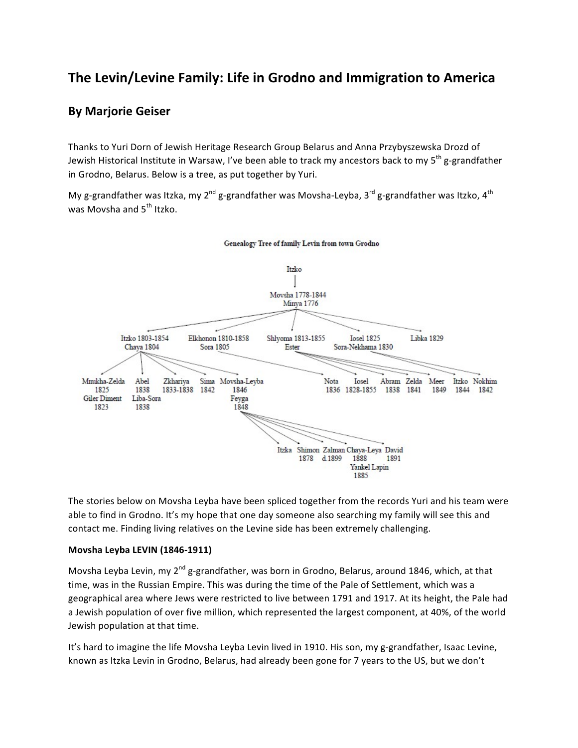# The Levin/Levine Family: Life in Grodno and Immigration to America

## By Marjorie Geiser

Thanks to Yuri Dorn of Jewish Heritage Research Group Belarus and Anna Przybyszewska Drozd of Jewish Historical Institute in Warsaw, I've been able to track my ancestors back to my 5th g-grandfather in Grodno, Belarus. Below is a tree, as put together by Yuri.

My g-grandfather was Itzka, my 2nd g-grandfather was Movsha-Leyba, 3rd g-grandfather was Itzko, 4th was Movsha and 5th Itzko.

**Genealogy Tree of family Levin from town Grodno**

- Itzko
  - Movsha 1778-1844, Minya 1776
    - Itzko 1803-1854, Chaya 1804
      - Mnukha-Zelda 1825, Giler Diment 1823
      - Abel 1838, Liba-Sora 1838
      - Zkhariya 1833-1838
      - Sima 1842
      - Movsha-Leyba 1846, Feyga 1848
        - Itzka
        - Shimon 1878
        - Zalman d.1899
        - Chaya-Leya 1888, Yankel Lapin 1885
        - David 1891
    - Elkhonon 1810-1858, Sora 1805
      - Nota 1836
    - Shlyoma 1813-1855, Ester
      - Iosel 1828-1855
      - Abram 1838
      - Zelda 1841
      - Meer 1849
    - Iosel 1825, Sora-Nekhama 1830
      - Itzko 1844
      - Nokhim 1842
    - Libka 1829

The stories below on Movsha Leyba have been spliced together from the records Yuri and his team were able to find in Grodno. It's my hope that one day someone also searching my family will see this and contact me. Finding living relatives on the Levine side has been extremely challenging.

**Movsha Leyba LEVIN (1846-1911)**

Movsha Leyba Levin, my 2nd g-grandfather, was born in Grodno, Belarus, around 1846, which, at that time, was in the Russian Empire. This was during the time of the Pale of Settlement, which was a geographical area where Jews were restricted to live between 1791 and 1917. At its height, the Pale had a Jewish population of over five million, which represented the largest component, at 40%, of the world Jewish population at that time.

It's hard to imagine the life Movsha Leyba Levin lived in 1910. His son, my g-grandfather, Isaac Levine, known as Itzka Levin in Grodno, Belarus, had already been gone for 7 years to the US, but we don't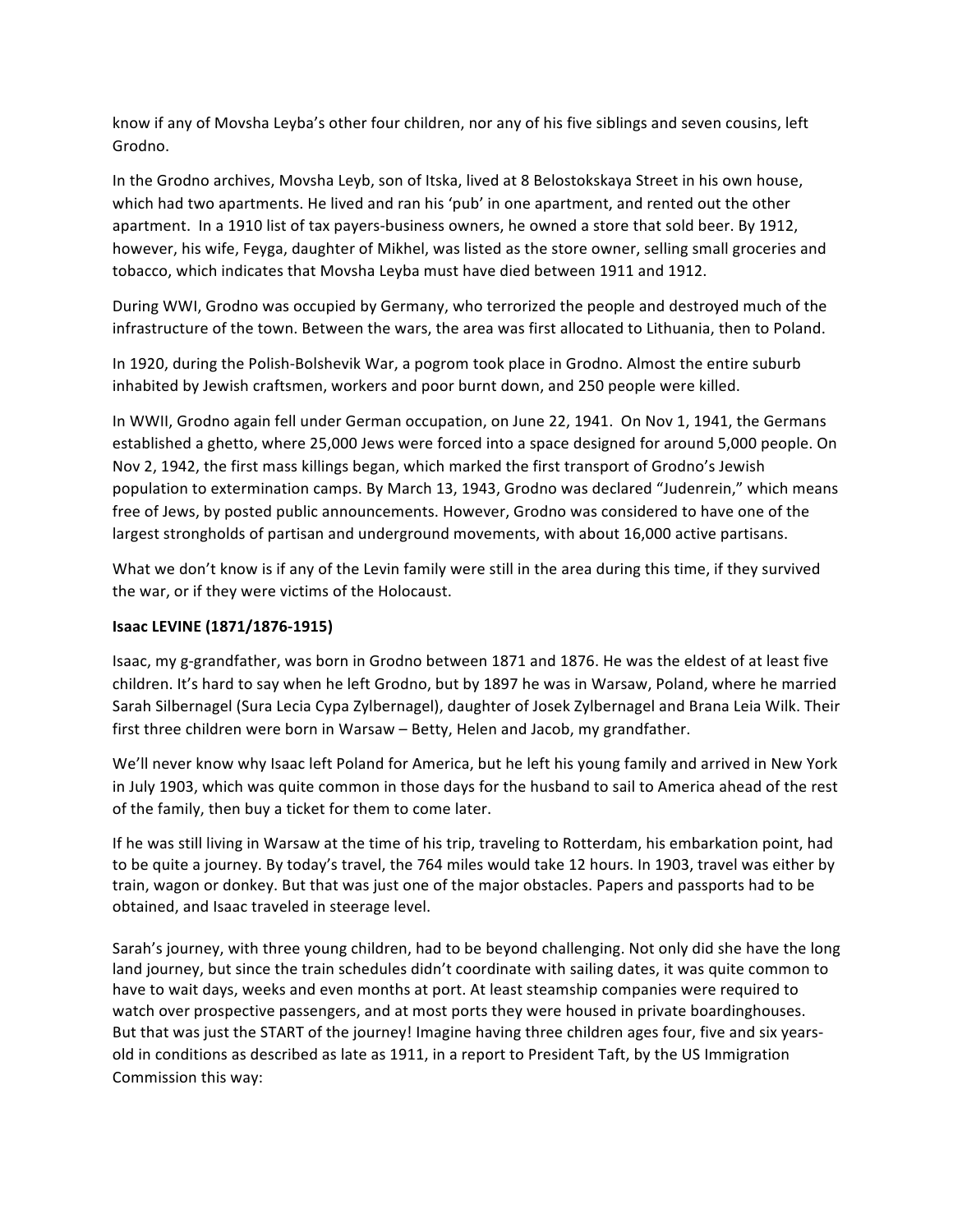know if any of Movsha Leyba's other four children, nor any of his five siblings and seven cousins, left Grodno.

In the Grodno archives, Movsha Leyb, son of Itska, lived at 8 Belostokskaya Street in his own house, which had two apartments. He lived and ran his 'pub' in one apartment, and rented out the other apartment. In a 1910 list of tax payers-business owners, he owned a store that sold beer. By 1912, however, his wife, Feyga, daughter of Mikhel, was listed as the store owner, selling small groceries and tobacco, which indicates that Movsha Leyba must have died between 1911 and 1912.

During WWI, Grodno was occupied by Germany, who terrorized the people and destroyed much of the infrastructure of the town. Between the wars, the area was first allocated to Lithuania, then to Poland.

In 1920, during the Polish-Bolshevik War, a pogrom took place in Grodno. Almost the entire suburb inhabited by Jewish craftsmen, workers and poor burnt down, and 250 people were killed.

In WWII, Grodno again fell under German occupation, on June 22, 1941. On Nov 1, 1941, the Germans established a ghetto, where 25,000 Jews were forced into a space designed for around 5,000 people. On Nov 2, 1942, the first mass killings began, which marked the first transport of Grodno's Jewish population to extermination camps. By March 13, 1943, Grodno was declared "Judenrein," which means free of Jews, by posted public announcements. However, Grodno was considered to have one of the largest strongholds of partisan and underground movements, with about 16,000 active partisans.

What we don't know is if any of the Levin family were still in the area during this time, if they survived the war, or if they were victims of the Holocaust.

**Isaac LEVINE (1871/1876-1915)**

Isaac, my g-grandfather, was born in Grodno between 1871 and 1876. He was the eldest of at least five children. It's hard to say when he left Grodno, but by 1897 he was in Warsaw, Poland, where he married Sarah Silbernagel (Sura Lecia Cypa Zylbernagel), daughter of Josek Zylbernagel and Brana Leia Wilk. Their first three children were born in Warsaw – Betty, Helen and Jacob, my grandfather.

We'll never know why Isaac left Poland for America, but he left his young family and arrived in New York in July 1903, which was quite common in those days for the husband to sail to America ahead of the rest of the family, then buy a ticket for them to come later.

If he was still living in Warsaw at the time of his trip, traveling to Rotterdam, his embarkation point, had to be quite a journey. By today's travel, the 764 miles would take 12 hours. In 1903, travel was either by train, wagon or donkey. But that was just one of the major obstacles. Papers and passports had to be obtained, and Isaac traveled in steerage level.

Sarah's journey, with three young children, had to be beyond challenging. Not only did she have the long land journey, but since the train schedules didn't coordinate with sailing dates, it was quite common to have to wait days, weeks and even months at port. At least steamship companies were required to watch over prospective passengers, and at most ports they were housed in private boardinghouses. But that was just the START of the journey! Imagine having three children ages four, five and six years-old in conditions as described as late as 1911, in a report to President Taft, by the US Immigration Commission this way: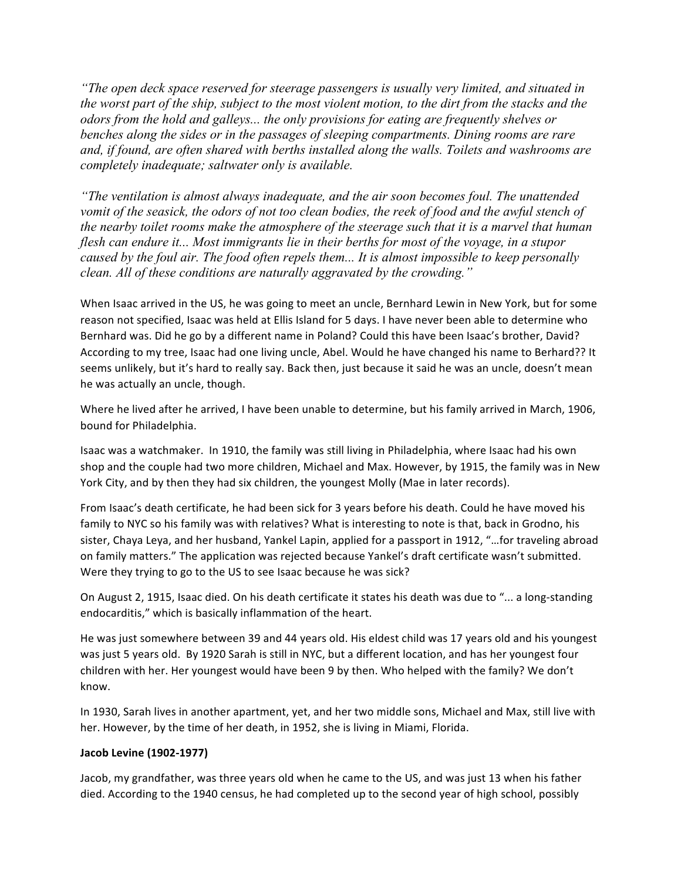*"The open deck space reserved for steerage passengers is usually very limited, and situated in the worst part of the ship, subject to the most violent motion, to the dirt from the stacks and the odors from the hold and galleys... the only provisions for eating are frequently shelves or benches along the sides or in the passages of sleeping compartments. Dining rooms are rare and, if found, are often shared with berths installed along the walls. Toilets and washrooms are completely inadequate; saltwater only is available.*

*"The ventilation is almost always inadequate, and the air soon becomes foul. The unattended vomit of the seasick, the odors of not too clean bodies, the reek of food and the awful stench of the nearby toilet rooms make the atmosphere of the steerage such that it is a marvel that human flesh can endure it... Most immigrants lie in their berths for most of the voyage, in a stupor caused by the foul air. The food often repels them... It is almost impossible to keep personally clean. All of these conditions are naturally aggravated by the crowding."*

When Isaac arrived in the US, he was going to meet an uncle, Bernhard Lewin in New York, but for some reason not specified, Isaac was held at Ellis Island for 5 days. I have never been able to determine who Bernhard was. Did he go by a different name in Poland? Could this have been Isaac's brother, David? According to my tree, Isaac had one living uncle, Abel. Would he have changed his name to Berhard?? It seems unlikely, but it's hard to really say. Back then, just because it said he was an uncle, doesn't mean he was actually an uncle, though.

Where he lived after he arrived, I have been unable to determine, but his family arrived in March, 1906, bound for Philadelphia.

Isaac was a watchmaker. In 1910, the family was still living in Philadelphia, where Isaac had his own shop and the couple had two more children, Michael and Max. However, by 1915, the family was in New York City, and by then they had six children, the youngest Molly (Mae in later records).

From Isaac's death certificate, he had been sick for 3 years before his death. Could he have moved his family to NYC so his family was with relatives? What is interesting to note is that, back in Grodno, his sister, Chaya Leya, and her husband, Yankel Lapin, applied for a passport in 1912, "…for traveling abroad on family matters." The application was rejected because Yankel's draft certificate wasn't submitted. Were they trying to go to the US to see Isaac because he was sick?

On August 2, 1915, Isaac died. On his death certificate it states his death was due to "... a long-standing endocarditis," which is basically inflammation of the heart.

He was just somewhere between 39 and 44 years old. His eldest child was 17 years old and his youngest was just 5 years old. By 1920 Sarah is still in NYC, but a different location, and has her youngest four children with her. Her youngest would have been 9 by then. Who helped with the family? We don't know.

In 1930, Sarah lives in another apartment, yet, and her two middle sons, Michael and Max, still live with her. However, by the time of her death, in 1952, she is living in Miami, Florida.

**Jacob Levine (1902-1977)**

Jacob, my grandfather, was three years old when he came to the US, and was just 13 when his father died. According to the 1940 census, he had completed up to the second year of high school, possibly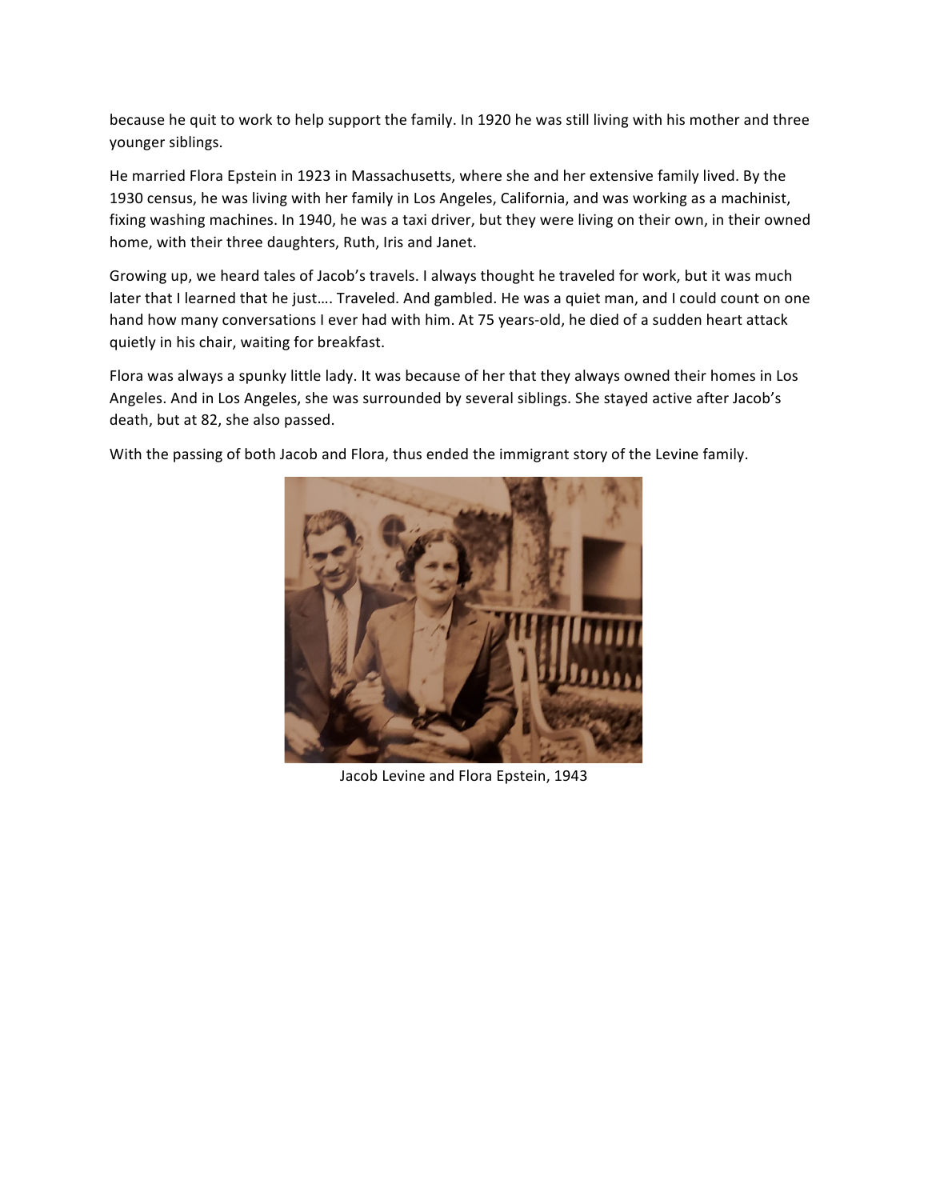because he quit to work to help support the family. In 1920 he was still living with his mother and three younger siblings.

He married Flora Epstein in 1923 in Massachusetts, where she and her extensive family lived. By the 1930 census, he was living with her family in Los Angeles, California, and was working as a machinist, fixing washing machines. In 1940, he was a taxi driver, but they were living on their own, in their owned home, with their three daughters, Ruth, Iris and Janet.

Growing up, we heard tales of Jacob's travels. I always thought he traveled for work, but it was much later that I learned that he just…. Traveled. And gambled. He was a quiet man, and I could count on one hand how many conversations I ever had with him. At 75 years-old, he died of a sudden heart attack quietly in his chair, waiting for breakfast.

Flora was always a spunky little lady. It was because of her that they always owned their homes in Los Angeles. And in Los Angeles, she was surrounded by several siblings. She stayed active after Jacob's death, but at 82, she also passed.

With the passing of both Jacob and Flora, thus ended the immigrant story of the Levine family.

Jacob Levine and Flora Epstein, 1943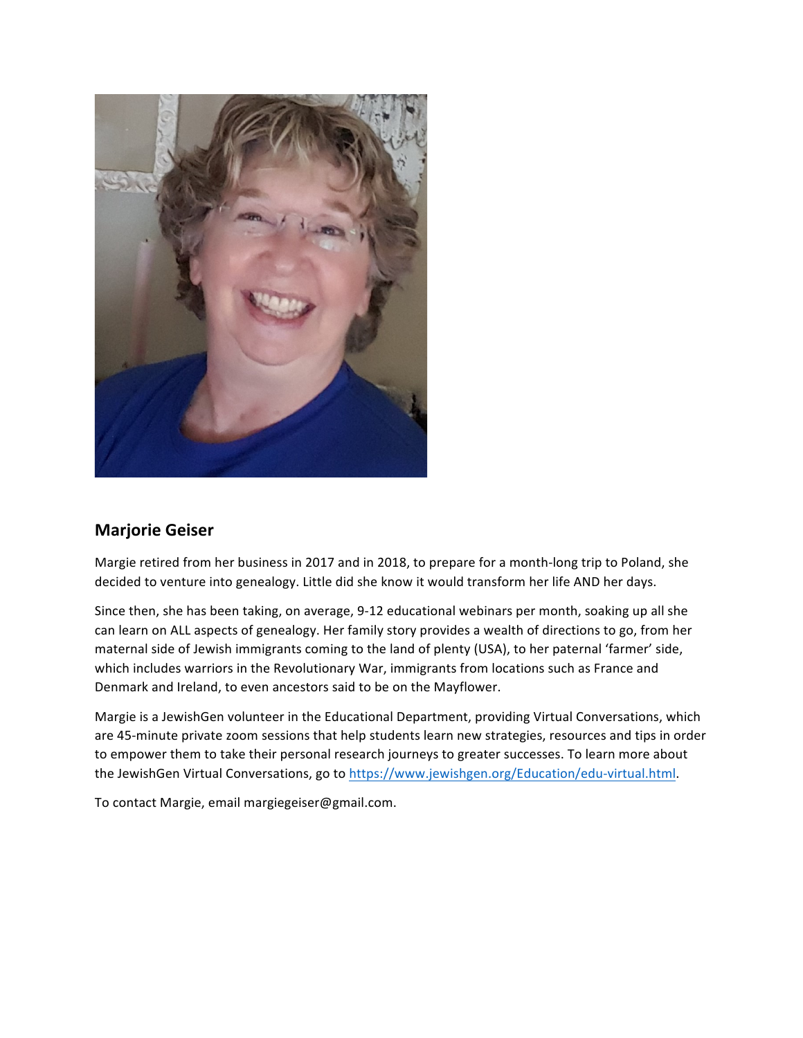## Marjorie Geiser

Margie retired from her business in 2017 and in 2018, to prepare for a month-long trip to Poland, she decided to venture into genealogy. Little did she know it would transform her life AND her days.

Since then, she has been taking, on average, 9-12 educational webinars per month, soaking up all she can learn on ALL aspects of genealogy. Her family story provides a wealth of directions to go, from her maternal side of Jewish immigrants coming to the land of plenty (USA), to her paternal 'farmer' side, which includes warriors in the Revolutionary War, immigrants from locations such as France and Denmark and Ireland, to even ancestors said to be on the Mayflower.

Margie is a JewishGen volunteer in the Educational Department, providing Virtual Conversations, which are 45-minute private zoom sessions that help students learn new strategies, resources and tips in order to empower them to take their personal research journeys to greater successes. To learn more about the JewishGen Virtual Conversations, go to https://www.jewishgen.org/Education/edu-virtual.html.

To contact Margie, email margiegeiser@gmail.com.